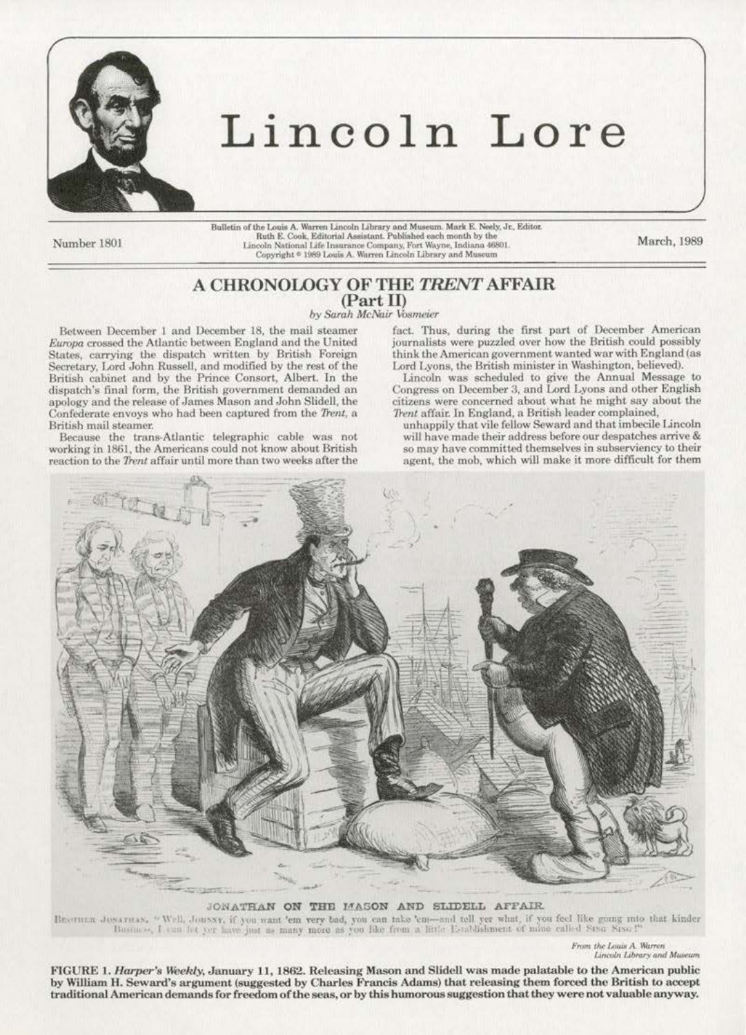# Lincoln Lore

Number 1801

Bulletin of the Louis A. Warren Lincoln Library and Museum. Mark E. Neely, Jr., Editor. Ruth E. Cook, Editorial Assistant. Published each month by the Lincoln National Life Insurance Company, Fort Wayne, Indiana 46801. Copyright © 1989 Louis A. Warren Lincoln Library and Museum

March, 1989

## A CHRONOLOGY OF THE *TRENT* AFFAIR (Part II)

*by Sarah McNair Vosmeier*

Between December 1 and December 18, the mail steamer *Europa* crossed the Atlantic between England and the United States, carrying the dispatch written by British Foreign Secretary, Lord John Russell, and modified by the rest of the British cabinet and by the Prince Consort, Albert. In the dispatch's final form, the British government demanded an apology and the release of James Mason and John Slidell, the Confederate envoys who had been captured from the *Trent*, a British mail steamer.

Because the trans-Atlantic telegraphic cable was not working in 1861, the Americans could not know about British reaction to the *Trent* affair until more than two weeks after the fact. Thus, during the first part of December American journalists were puzzled over how the British could possibly think the American government wanted war with England (as Lord Lyons, the British minister in Washington, believed).

Lincoln was scheduled to give the Annual Message to Congress on December 3, and Lord Lyons and other English citizens were concerned about what he might say about the *Trent* affair. In England, a British leader complained,

> unhappily that vile fellow Seward and that imbecile Lincoln will have made their address before our despatches arrive & so may have committed themselves in subserviency to their agent, the mob, which will make it more difficult for them

JONATHAN ON THE MASON AND SLIDELL AFFAIR.

BROTHER JONATHAN. "Well, Johnny, if you want 'em very bad, you can take 'em—and tell yer what, if you feel like going into that kinder Business, I can let yer have just as many more as you like from a little Establishment of mine called Sing Sing!"

*From the Louis A. Warren Lincoln Library and Museum*

**FIGURE 1. *Harper's Weekly*, January 11, 1862. Releasing Mason and Slidell was made palatable to the American public by William H. Seward's argument (suggested by Charles Francis Adams) that releasing them forced the British to accept traditional American demands for freedom of the seas, or by this humorous suggestion that they were not valuable anyway.**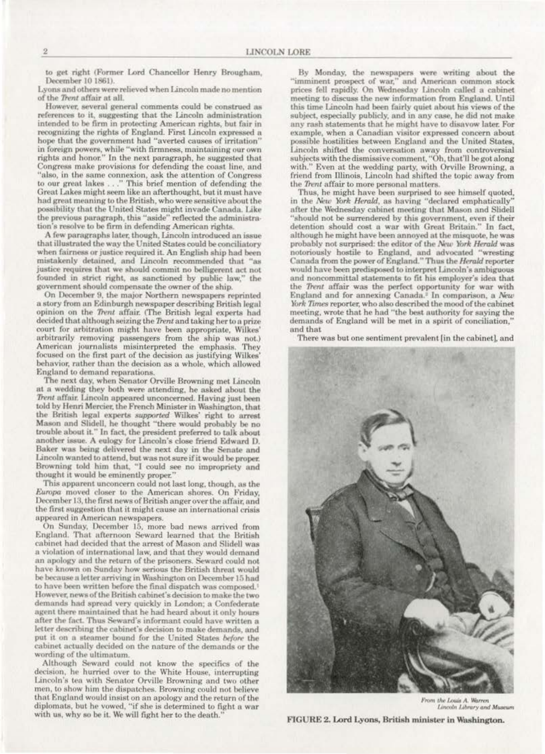to get right (Former Lord Chancellor Henry Brougham, December 10 1861).

Lyons and others were relieved when Lincoln made no mention of the *Trent* affair at all.

However, several general comments could be construed as references to it, suggesting that the Lincoln administration intended to be firm in protecting American rights, but fair in recognizing the rights of England. First Lincoln expressed a hope that the government had "averted causes of irritation" in foreign powers, while "with firmness, maintaining our own rights and honor." In the next paragraph, he suggested that Congress make provisions for defending the coast line, and "also, in the same connexion, ask the attention of Congress to our great lakes . . ." This brief mention of defending the Great Lakes might seem like an afterthought, but it must have had great meaning to the British, who were sensitive about the possibility that the United States might invade Canada. Like the previous paragraph, this "aside" reflected the administration's resolve to be firm in defending American rights.

A few paragraphs later, though, Lincoln introduced an issue that illustrated the way the United States could be conciliatory when fairness or justice required it. An English ship had been mistakenly detained, and Lincoln recommended that "as justice requires that we should commit no belligerent act not founded in strict right, as sanctioned by public law," the government should compensate the owner of the ship.

On December 9, the major Northern newspapers reprinted a story from an Edinburgh newspaper describing British legal opinion on the *Trent* affair. (The British legal experts had decided that although seizing the *Trent* and taking her to a prize court for arbitration might have been appropriate, Wilkes' arbitrarily removing passengers from the ship was not.) American journalists misinterpreted the emphasis. They focused on the first part of the decision as justifying Wilkes' behavior, rather than the decision as a whole, which allowed England to demand reparations.

The next day, when Senator Orville Browning met Lincoln at a wedding they both were attending, he asked about the *Trent* affair. Lincoln appeared unconcerned. Having just been told by Henri Mercier, the French Minister in Washington, that the British legal experts *supported* Wilkes' right to arrest Mason and Slidell, he thought "there would probably be no trouble about it." In fact, the president preferred to talk about another issue. A eulogy for Lincoln's close friend Edward D. Baker was being delivered the next day in the Senate and Lincoln wanted to attend, but was not sure if it would be proper. Browning told him that, "I could see no impropriety and thought it would be eminently proper."

This apparent unconcern could not last long, though, as the *Europa* moved closer to the American shores. On Friday, December 13, the first news of British anger over the affair, and the first suggestion that it might cause an international crisis appeared in American newspapers.

On Sunday, December 15, more bad news arrived from England. That afternoon Seward learned that the British cabinet had decided that the arrest of Mason and Slidell was a violation of international law, and that they would demand an apology and the return of the prisoners. Seward could not have known on Sunday how serious the British threat would be because a letter arriving in Washington on December 15 had to have been written before the final dispatch was composed.[1] However, news of the British cabinet's decision to make the two demands had spread very quickly in London; a Confederate agent there maintained that he had heard about it only hours after the fact. Thus Seward's informant could have written a letter describing the cabinet's decision to make demands, and put it on a steamer bound for the United States *before* the cabinet actually decided on the nature of the demands or the wording of the ultimatum.

Although Seward could not know the specifics of the decision, he hurried over to the White House, interrupting Lincoln's tea with Senator Orville Browning and two other men, to show him the dispatches. Browning could not believe that England would insist on an apology and the return of the diplomats, but he vowed, "if she is determined to fight a war with us, why so be it. We will fight her to the death."

By Monday, the newspapers were writing about the "imminent prospect of war," and American common stock prices fell rapidly. On Wednesday Lincoln called a cabinet meeting to discuss the new information from England. Until this time Lincoln had been fairly quiet about his views of the subject, especially publicly, and in any case, he did not make any rash statements that he might have to disavow later. For example, when a Canadian visitor expressed concern about possible hostilities between England and the United States, Lincoln shifted the conversation away from controversial subjects with the dismissive comment, "Oh, that'll be got along with." Even at the wedding party, with Orville Browning, a friend from Illinois, Lincoln had shifted the topic away from the *Trent* affair to more personal matters.

Thus, he might have been surprised to see himself quoted, in the *New York Herald*, as having "declared emphatically" after the Wednesday cabinet meeting that Mason and Slidell "should not be surrendered by this government, even if their detention should cost a war with Great Britain." In fact, although he might have been annoyed at the misquote, he was probably not surprised: the editor of the *New York Herald* was notoriously hostile to England, and advocated "wresting Canada from the power of England." Thus the *Herald* reporter would have been predisposed to interpret Lincoln's ambiguous and noncommittal statements to fit his employer's idea that the *Trent* affair was the perfect opportunity for war with England and for annexing Canada.[2] In comparison, a *New York Times* reporter, who also described the mood of the cabinet meeting, wrote that he had "the best authority for saying the demands of England will be met in a spirit of conciliation," and that

There was but one sentiment prevalent [in the cabinet], and

From the Louis A. Warren Lincoln Library and Museum

**FIGURE 2. Lord Lyons, British minister in Washington.**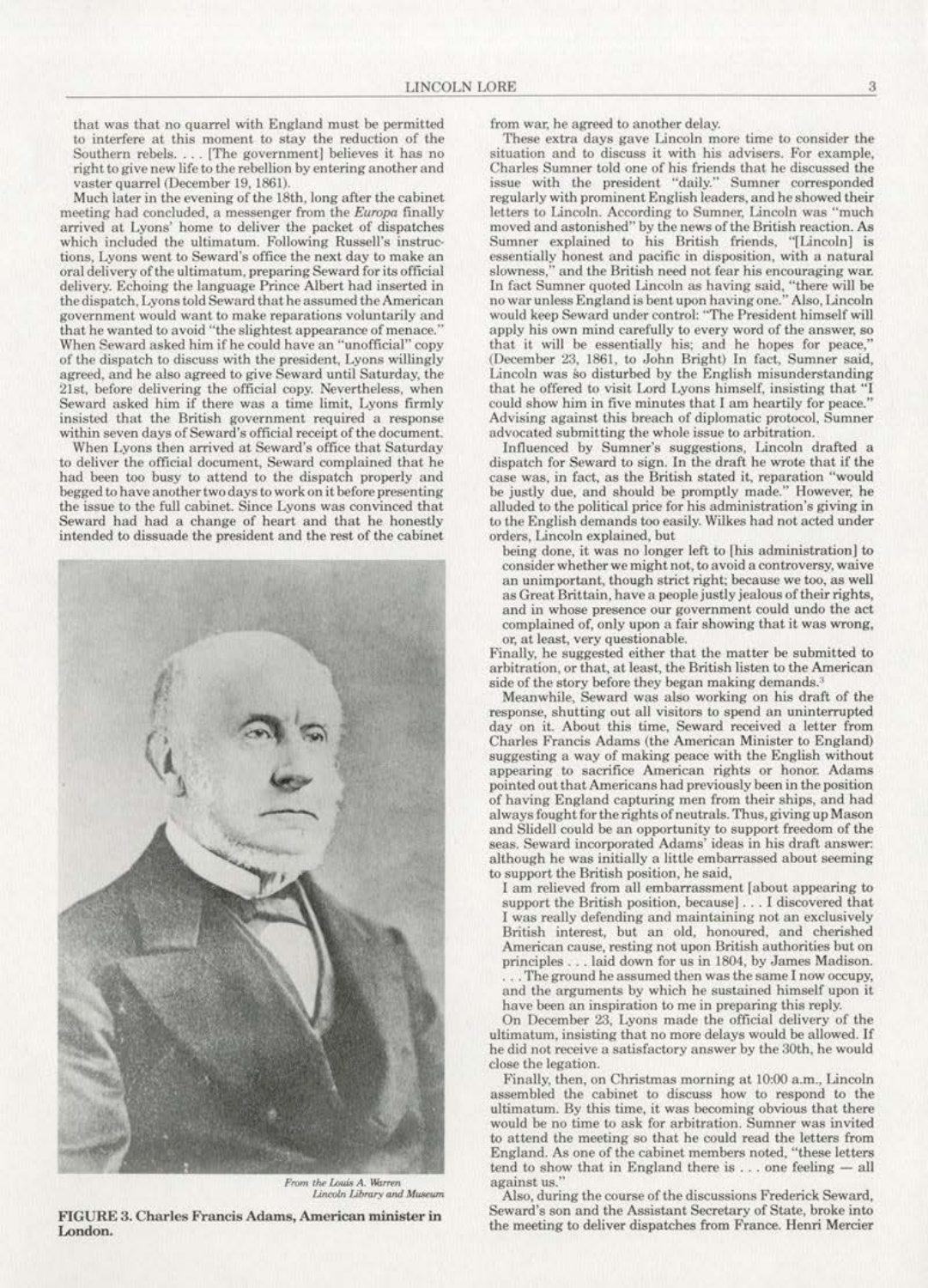that was that no quarrel with England must be permitted to interfere at this moment to stay the reduction of the Southern rebels. . . . [The government] believes it has no right to give new life to the rebellion by entering another and vaster quarrel (December 19, 1861).

Much later in the evening of the 18th, long after the cabinet meeting had concluded, a messenger from the *Europa* finally arrived at Lyons' home to deliver the packet of dispatches which included the ultimatum. Following Russell's instructions, Lyons went to Seward's office the next day to make an oral delivery of the ultimatum, preparing Seward for its official delivery. Echoing the language Prince Albert had inserted in the dispatch, Lyons told Seward that he assumed the American government would want to make reparations voluntarily and that he wanted to avoid "the slightest appearance of menace." When Seward asked him if he could have an "unofficial" copy of the dispatch to discuss with the president, Lyons willingly agreed, and he also agreed to give Seward until Saturday, the 21st, before delivering the official copy. Nevertheless, when Seward asked him if there was a time limit, Lyons firmly insisted that the British government required a response within seven days of Seward's official receipt of the document.

When Lyons then arrived at Seward's office that Saturday to deliver the official document, Seward complained that he had been too busy to attend to the dispatch properly and begged to have another two days to work on it before presenting the issue to the full cabinet. Since Lyons was convinced that Seward had had a change of heart and that he honestly intended to dissuade the president and the rest of the cabinet from war, he agreed to another delay.

*From the Louis A. Warren Lincoln Library and Museum*

**FIGURE 3. Charles Francis Adams, American minister in London.**

These extra days gave Lincoln more time to consider the situation and to discuss it with his advisers. For example, Charles Sumner told one of his friends that he discussed the issue with the president "daily." Sumner corresponded regularly with prominent English leaders, and he showed their letters to Lincoln. According to Sumner, Lincoln was "much moved and astonished" by the news of the British reaction. As Sumner explained to his British friends, "[Lincoln] is essentially honest and pacific in disposition, with a natural slowness," and the British need not fear his encouraging war. In fact Sumner quoted Lincoln as having said, "there will be no war unless England is bent upon having one." Also, Lincoln would keep Seward under control: "The President himself will apply his own mind carefully to every word of the answer, so that it will be essentially his; and he hopes for peace," (December 23, 1861, to John Bright) In fact, Sumner said, Lincoln was so disturbed by the English misunderstanding that he offered to visit Lord Lyons himself, insisting that "I could show him in five minutes that I am heartily for peace." Advising against this breach of diplomatic protocol, Sumner advocated submitting the whole issue to arbitration.

Influenced by Sumner's suggestions, Lincoln drafted a dispatch for Seward to sign. In the draft he wrote that if the case was, in fact, as the British stated it, reparation "would be justly due, and should be promptly made." However, he alluded to the political price for his administration's giving in to the English demands too easily. Wilkes had not acted under orders, Lincoln explained, but

> being done, it was no longer left to [his administration] to consider whether we might not, to avoid a controversy, waive an unimportant, though strict right; because we too, as well as Great Brittain, have a people justly jealous of their rights, and in whose presence our government could undo the act complained of, only upon a fair showing that it was wrong, or, at least, very questionable.

Finally, he suggested either that the matter be submitted to arbitration, or that, at least, the British listen to the American side of the story before they began making demands.[3]

Meanwhile, Seward was also working on his draft of the response, shutting out all visitors to spend an uninterrupted day on it. About this time, Seward received a letter from Charles Francis Adams (the American Minister to England) suggesting a way of making peace with the English without appearing to sacrifice American rights or honor. Adams pointed out that Americans had previously been in the position of having England capturing men from their ships, and had always fought for the rights of neutrals. Thus, giving up Mason and Slidell could be an opportunity to support freedom of the seas. Seward incorporated Adams' ideas in his draft answer: although he was initially a little embarrassed about seeming to support the British position, he said,

> I am relieved from all embarrassment [about appearing to support the British position, because] . . . I discovered that I was really defending and maintaining not an exclusively British interest, but an old, honoured, and cherished American cause, resting not upon British authorities but on principles . . . laid down for us in 1804, by James Madison. . . . The ground he assumed then was the same I now occupy, and the arguments by which he sustained himself upon it have been an inspiration to me in preparing this reply.

On December 23, Lyons made the official delivery of the ultimatum, insisting that no more delays would be allowed. If he did not receive a satisfactory answer by the 30th, he would close the legation.

Finally, then, on Christmas morning at 10:00 a.m., Lincoln assembled the cabinet to discuss how to respond to the ultimatum. By this time, it was becoming obvious that there would be no time to ask for arbitration. Sumner was invited to attend the meeting so that he could read the letters from England. As one of the cabinet members noted, "these letters tend to show that in England there is . . . one feeling — all against us."

Also, during the course of the discussions Frederick Seward, Seward's son and the Assistant Secretary of State, broke into the meeting to deliver dispatches from France. Henri Mercier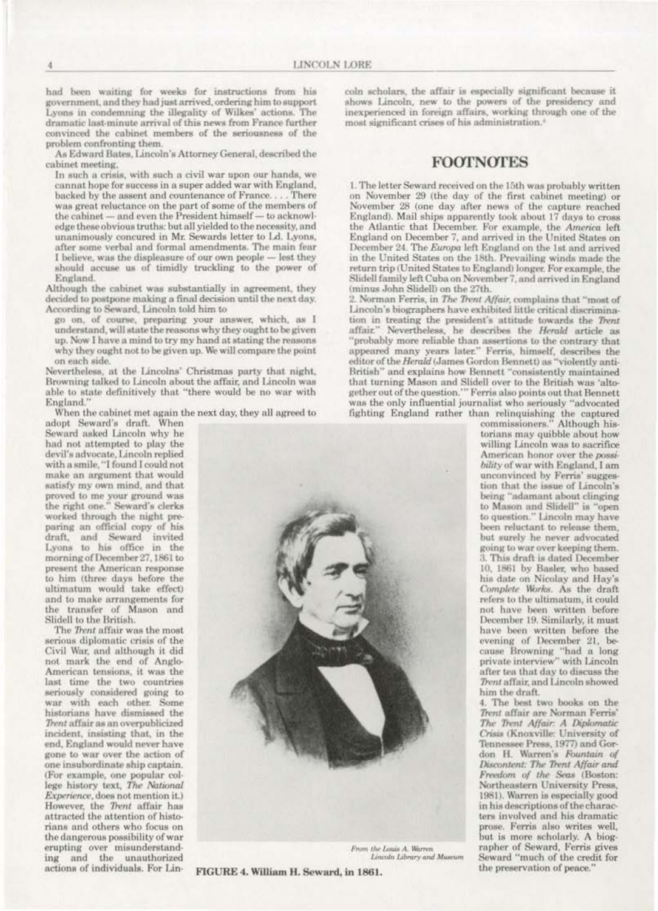had been waiting for weeks for instructions from his government, and they had just arrived, ordering him to support Lyons in condemning the illegality of Wilkes' actions. The dramatic last-minute arrival of this news from France further convinced the cabinet members of the seriousness of the problem confronting them.

As Edward Bates, Lincoln's Attorney General, described the cabinet meeting,

> In such a crisis, with such a civil war upon our hands, we cannot hope for success in a super added war with England, backed by the assent and countenance of France. . . . There was great reluctance on the part of some of the members of the cabinet — and even the President himself — to acknowledge these obvious truths: but all yielded to the necessity, and unanimously concured in Mr. Sewards letter to Ld. Lyons, after some verbal and formal amendments. The main fear I believe, was the displeasure of our own people — lest they should accuse us of timidly truckling to the power of England.

Although the cabinet was substantially in agreement, they decided to postpone making a final decision until the next day. According to Seward, Lincoln told him to

> go on, of course, preparing your answer, which, as I understand, will state the reasons why they ought to be given up. Now I have a mind to try my hand at stating the reasons why they ought not to be given up. We will compare the point on each side.

Nevertheless, at the Lincolns' Christmas party that night, Browning talked to Lincoln about the affair, and Lincoln was able to state definitively that "there would be no war with England."

When the cabinet met again the next day, they all agreed to adopt Seward's draft. When Seward asked Lincoln why he had not attempted to play the devil's advocate, Lincoln replied with a smile, "I found I could not make an argument that would satisfy my own mind, and that proved to me your ground was the right one." Seward's clerks worked through the night preparing an official copy of his draft, and Seward invited Lyons to his office in the morning of December 27, 1861 to present the American response to him (three days before the ultimatum would take effect) and to make arrangements for the transfer of Mason and Slidell to the British.

The *Trent* affair was the most serious diplomatic crisis of the Civil War, and although it did not mark the end of Anglo-American tensions, it was the last time the two countries seriously considered going to war with each other. Some historians have dismissed the *Trent* affair as an overpublicized incident, insisting that, in the end, England would never have gone to war over the action of one insubordinate ship captain. (For example, one popular college history text, *The National Experience*, does not mention it.) However, the *Trent* affair has attracted the attention of historians and others who focus on the dangerous possibility of war erupting over misunderstanding and the unauthorized actions of individuals. For Lincoln scholars, the affair is especially significant because it shows Lincoln, new to the powers of the presidency and inexperienced in foreign affairs, working through one of the most significant crises of his administration.[4]

*From the Louis A. Warren Lincoln Library and Museum*

**FIGURE 4. William H. Seward, in 1861.**

## FOOTNOTES

1. The letter Seward received on the 15th was probably written on November 29 (the day of the first cabinet meeting) or November 28 (one day after news of the capture reached England). Mail ships apparently took about 17 days to cross the Atlantic that December. For example, the *America* left England on December 7, and arrived in the United States on December 24. The *Europa* left England on the 1st and arrived in the United States on the 18th. Prevailing winds made the return trip (United States to England) longer. For example, the Slidell family left Cuba on November 7, and arrived in England (minus John Slidell) on the 27th.

2. Norman Ferris, in *The Trent Affair*, complains that "most of Lincoln's biographers have exhibited little critical discrimination in treating the president's attitude towards the *Trent* affair." Nevertheless, he describes the *Herald* article as "probably more reliable than assertions to the contrary that appeared many years later." Ferris, himself, describes the editor of the *Herald* (James Gordon Bennett) as "violently anti-British" and explains how Bennett "consistently maintained that turning Mason and Slidell over to the British was 'altogether out of the question.'" Ferris also points out that Bennett was the only influential journalist who seriously "advocated fighting England rather than relinquishing the captured commissioners." Although historians may quibble about how willing Lincoln was to sacrifice American honor over the *possibility* of war with England, I am unconvinced by Ferris' suggestion that the issue of Lincoln's being "adamant about clinging to Mason and Slidell" is "open to question." Lincoln may have been reluctant to release them, but surely he never advocated going to war over keeping them.

3. This draft is dated December 10, 1861 by Basler, who based his date on Nicolay and Hay's *Complete Works*. As the draft refers to the ultimatum, it could not have been written before December 19. Similarly, it must have been written before the evening of December 21, because Browning "had a long private interview" with Lincoln after tea that day to discuss the *Trent* affair, and Lincoln showed him the draft.

4. The best two books on the *Trent* affair are Norman Ferris' *The Trent Affair: A Diplomatic Crisis* (Knoxville: University of Tennessee Press, 1977) and Gordon H. Warren's *Fountain of Discontent: The Trent Affair and Freedom of the Seas* (Boston: Northeastern University Press, 1981). Warren is especially good in his descriptions of the characters involved and his dramatic prose. Ferris also writes well, but is more scholarly. A biographer of Seward, Ferris gives Seward "much of the credit for the preservation of peace."